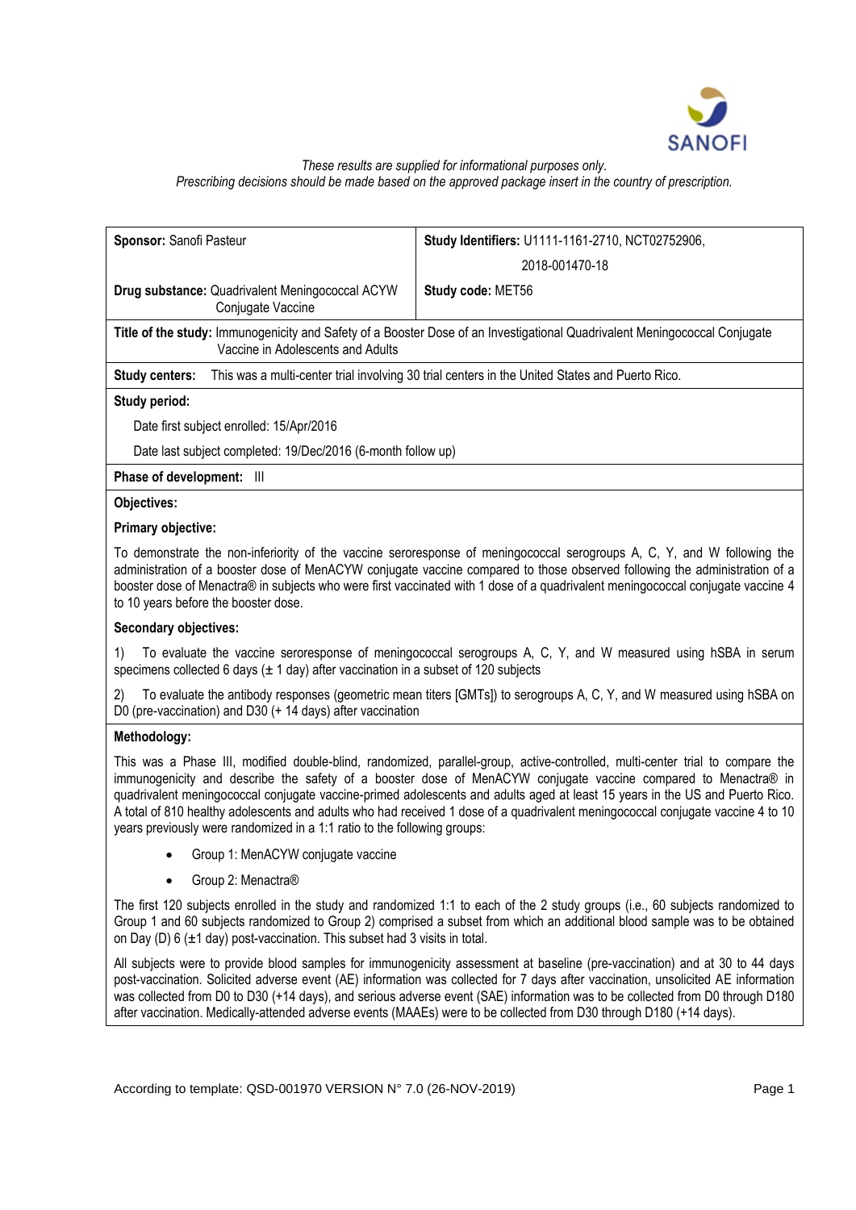*These results are supplied for informational purposes only.*
*Prescribing decisions should be made based on the approved package insert in the country of prescription.*

| **Sponsor:** Sanofi Pasteur | **Study Identifiers:** U1111-1161-2710, NCT02752906, 2018-001470-18 |
|---|---|
| **Drug substance:** Quadrivalent Meningococcal ACYW Conjugate Vaccine | **Study code:** MET56 |

**Title of the study:** Immunogenicity and Safety of a Booster Dose of an Investigational Quadrivalent Meningococcal Conjugate Vaccine in Adolescents and Adults

**Study centers:** This was a multi-center trial involving 30 trial centers in the United States and Puerto Rico.

**Study period:**

Date first subject enrolled: 15/Apr/2016

Date last subject completed: 19/Dec/2016 (6-month follow up)

**Phase of development:** III

**Objectives:**

**Primary objective:**

To demonstrate the non-inferiority of the vaccine seroresponse of meningococcal serogroups A, C, Y, and W following the administration of a booster dose of MenACYW conjugate vaccine compared to those observed following the administration of a booster dose of Menactra® in subjects who were first vaccinated with 1 dose of a quadrivalent meningococcal conjugate vaccine 4 to 10 years before the booster dose.

**Secondary objectives:**

1) To evaluate the vaccine seroresponse of meningococcal serogroups A, C, Y, and W measured using hSBA in serum specimens collected 6 days (± 1 day) after vaccination in a subset of 120 subjects

2) To evaluate the antibody responses (geometric mean titers [GMTs]) to serogroups A, C, Y, and W measured using hSBA on D0 (pre-vaccination) and D30 (+ 14 days) after vaccination

**Methodology:**

This was a Phase III, modified double-blind, randomized, parallel-group, active-controlled, multi-center trial to compare the immunogenicity and describe the safety of a booster dose of MenACYW conjugate vaccine compared to Menactra® in quadrivalent meningococcal conjugate vaccine-primed adolescents and adults aged at least 15 years in the US and Puerto Rico. A total of 810 healthy adolescents and adults who had received 1 dose of a quadrivalent meningococcal conjugate vaccine 4 to 10 years previously were randomized in a 1:1 ratio to the following groups:

- Group 1: MenACYW conjugate vaccine
- Group 2: Menactra®

The first 120 subjects enrolled in the study and randomized 1:1 to each of the 2 study groups (i.e., 60 subjects randomized to Group 1 and 60 subjects randomized to Group 2) comprised a subset from which an additional blood sample was to be obtained on Day (D) 6 (±1 day) post-vaccination. This subset had 3 visits in total.

All subjects were to provide blood samples for immunogenicity assessment at baseline (pre-vaccination) and at 30 to 44 days post-vaccination. Solicited adverse event (AE) information was collected for 7 days after vaccination, unsolicited AE information was collected from D0 to D30 (+14 days), and serious adverse event (SAE) information was to be collected from D0 through D180 after vaccination. Medically-attended adverse events (MAAEs) were to be collected from D30 through D180 (+14 days).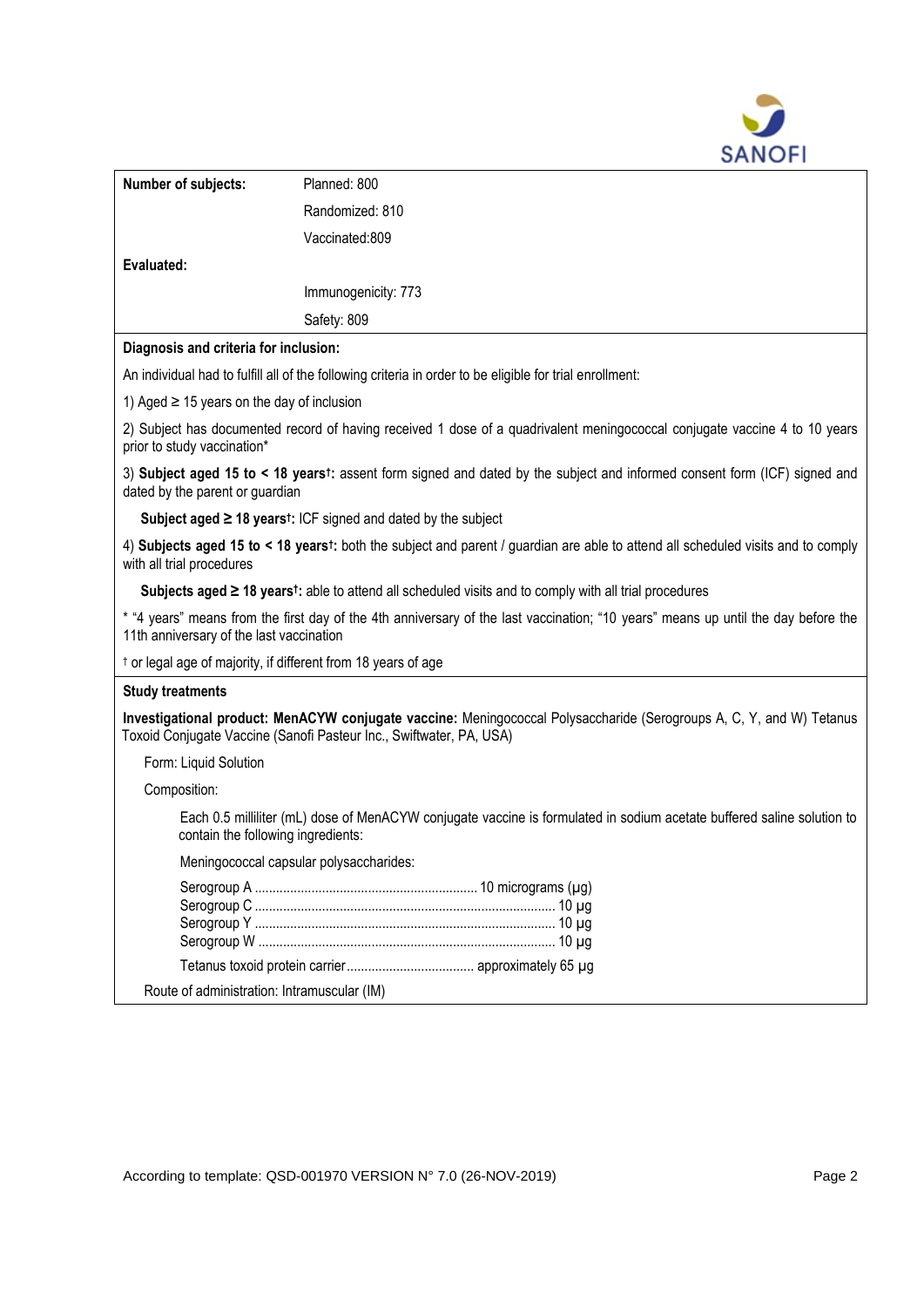| **Number of subjects:** | Planned: 800 |
|---|---|
| | Randomized: 810 |
| | Vaccinated:809 |
| **Evaluated:** | |
| | Immunogenicity: 773 |
| | Safety: 809 |

**Diagnosis and criteria for inclusion:**

An individual had to fulfill all of the following criteria in order to be eligible for trial enrollment:

1) Aged ≥ 15 years on the day of inclusion

2) Subject has documented record of having received 1 dose of a quadrivalent meningococcal conjugate vaccine 4 to 10 years prior to study vaccination*

3) **Subject aged 15 to < 18 years†:** assent form signed and dated by the subject and informed consent form (ICF) signed and dated by the parent or guardian

**Subject aged ≥ 18 years†:** ICF signed and dated by the subject

4) **Subjects aged 15 to < 18 years†:** both the subject and parent / guardian are able to attend all scheduled visits and to comply with all trial procedures

**Subjects aged ≥ 18 years†:** able to attend all scheduled visits and to comply with all trial procedures

* "4 years" means from the first day of the 4th anniversary of the last vaccination; "10 years" means up until the day before the 11th anniversary of the last vaccination

† or legal age of majority, if different from 18 years of age

**Study treatments**

**Investigational product: MenACYW conjugate vaccine:** Meningococcal Polysaccharide (Serogroups A, C, Y, and W) Tetanus Toxoid Conjugate Vaccine (Sanofi Pasteur Inc., Swiftwater, PA, USA)

Form: Liquid Solution

Composition:

Each 0.5 milliliter (mL) dose of MenACYW conjugate vaccine is formulated in sodium acetate buffered saline solution to contain the following ingredients:

Meningococcal capsular polysaccharides:

Serogroup A .............................................................. 10 micrograms (µg)
Serogroup C ..................................................................................... 10 µg
Serogroup Y ..................................................................................... 10 µg
Serogroup W .................................................................................... 10 µg

Tetanus toxoid protein carrier.................................... approximately 65 µg

Route of administration: Intramuscular (IM)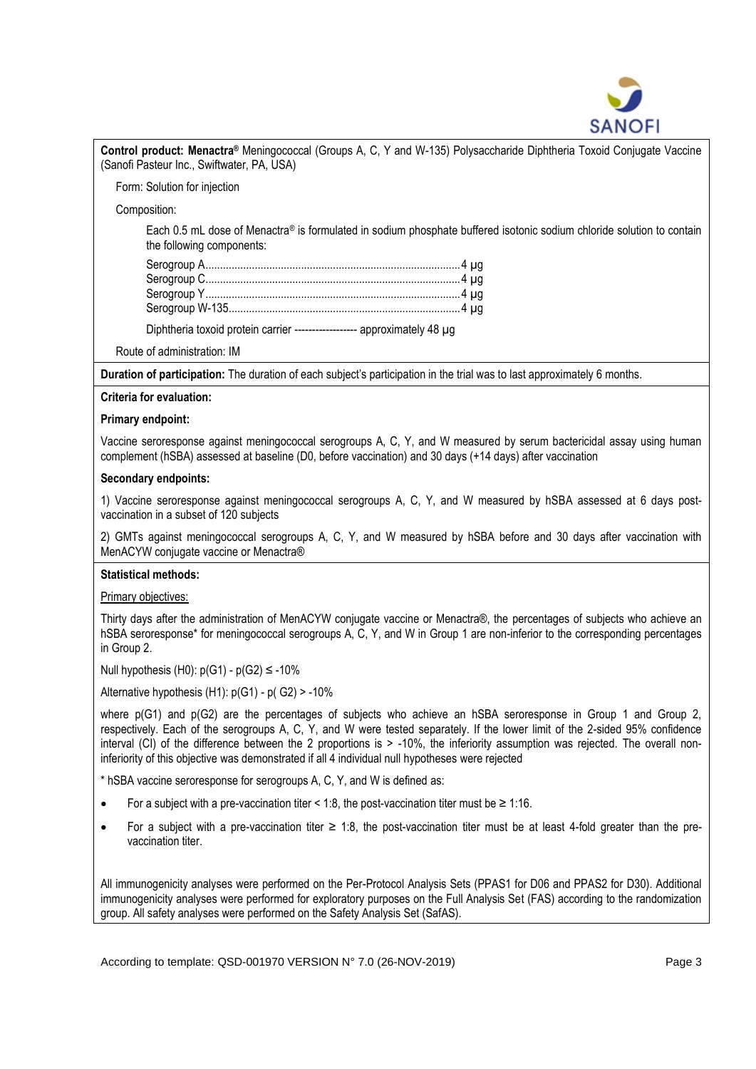**Control product: Menactra®** Meningococcal (Groups A, C, Y and W-135) Polysaccharide Diphtheria Toxoid Conjugate Vaccine (Sanofi Pasteur Inc., Swiftwater, PA, USA)

Form: Solution for injection

Composition:

Each 0.5 mL dose of Menactra® is formulated in sodium phosphate buffered isotonic sodium chloride solution to contain the following components:

Serogroup A........................................................................................4 µg
Serogroup C........................................................................................4 µg
Serogroup Y........................................................................................4 µg
Serogroup W-135................................................................................4 µg

Diphtheria toxoid protein carrier ------------------ approximately 48 µg

Route of administration: IM

**Duration of participation:** The duration of each subject's participation in the trial was to last approximately 6 months.

**Criteria for evaluation:**

**Primary endpoint:**

Vaccine seroresponse against meningococcal serogroups A, C, Y, and W measured by serum bactericidal assay using human complement (hSBA) assessed at baseline (D0, before vaccination) and 30 days (+14 days) after vaccination

**Secondary endpoints:**

1) Vaccine seroresponse against meningococcal serogroups A, C, Y, and W measured by hSBA assessed at 6 days post-vaccination in a subset of 120 subjects

2) GMTs against meningococcal serogroups A, C, Y, and W measured by hSBA before and 30 days after vaccination with MenACYW conjugate vaccine or Menactra®

**Statistical methods:**

Primary objectives:

Thirty days after the administration of MenACYW conjugate vaccine or Menactra®, the percentages of subjects who achieve an hSBA seroresponse* for meningococcal serogroups A, C, Y, and W in Group 1 are non-inferior to the corresponding percentages in Group 2.

Null hypothesis (H0): p(G1) - p(G2) ≤ -10%

Alternative hypothesis (H1): p(G1) - p( G2) > -10%

where p(G1) and p(G2) are the percentages of subjects who achieve an hSBA seroresponse in Group 1 and Group 2, respectively. Each of the serogroups A, C, Y, and W were tested separately. If the lower limit of the 2-sided 95% confidence interval (CI) of the difference between the 2 proportions is > -10%, the inferiority assumption was rejected. The overall non-inferiority of this objective was demonstrated if all 4 individual null hypotheses were rejected

* hSBA vaccine seroresponse for serogroups A, C, Y, and W is defined as:

- For a subject with a pre-vaccination titer < 1:8, the post-vaccination titer must be ≥ 1:16.
- For a subject with a pre-vaccination titer ≥ 1:8, the post-vaccination titer must be at least 4-fold greater than the pre-vaccination titer.

All immunogenicity analyses were performed on the Per-Protocol Analysis Sets (PPAS1 for D06 and PPAS2 for D30). Additional immunogenicity analyses were performed for exploratory purposes on the Full Analysis Set (FAS) according to the randomization group. All safety analyses were performed on the Safety Analysis Set (SafAS).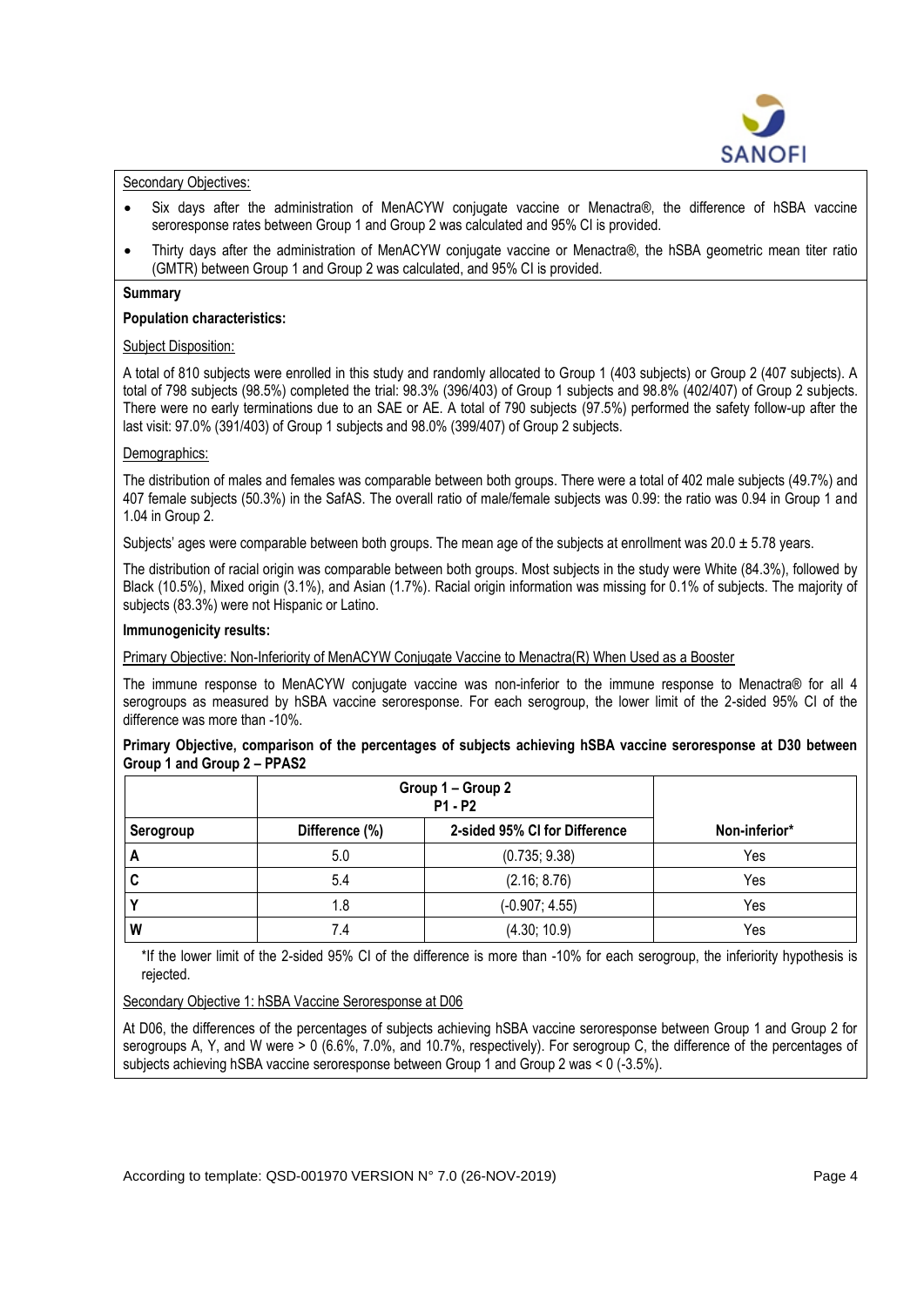Secondary Objectives:

- Six days after the administration of MenACYW conjugate vaccine or Menactra®, the difference of hSBA vaccine seroresponse rates between Group 1 and Group 2 was calculated and 95% CI is provided.
- Thirty days after the administration of MenACYW conjugate vaccine or Menactra®, the hSBA geometric mean titer ratio (GMTR) between Group 1 and Group 2 was calculated, and 95% CI is provided.

**Summary**

**Population characteristics:**

Subject Disposition:

A total of 810 subjects were enrolled in this study and randomly allocated to Group 1 (403 subjects) or Group 2 (407 subjects). A total of 798 subjects (98.5%) completed the trial: 98.3% (396/403) of Group 1 subjects and 98.8% (402/407) of Group 2 subjects. There were no early terminations due to an SAE or AE. A total of 790 subjects (97.5%) performed the safety follow-up after the last visit: 97.0% (391/403) of Group 1 subjects and 98.0% (399/407) of Group 2 subjects.

Demographics:

The distribution of males and females was comparable between both groups. There were a total of 402 male subjects (49.7%) and 407 female subjects (50.3%) in the SafAS. The overall ratio of male/female subjects was 0.99: the ratio was 0.94 in Group 1 and 1.04 in Group 2.

Subjects' ages were comparable between both groups. The mean age of the subjects at enrollment was 20.0 ± 5.78 years.

The distribution of racial origin was comparable between both groups. Most subjects in the study were White (84.3%), followed by Black (10.5%), Mixed origin (3.1%), and Asian (1.7%). Racial origin information was missing for 0.1% of subjects. The majority of subjects (83.3%) were not Hispanic or Latino.

**Immunogenicity results:**

Primary Objective: Non-Inferiority of MenACYW Conjugate Vaccine to Menactra(R) When Used as a Booster

The immune response to MenACYW conjugate vaccine was non-inferior to the immune response to Menactra® for all 4 serogroups as measured by hSBA vaccine seroresponse. For each serogroup, the lower limit of the 2-sided 95% CI of the difference was more than -10%.

**Primary Objective, comparison of the percentages of subjects achieving hSBA vaccine seroresponse at D30 between Group 1 and Group 2 – PPAS2**

| | Group 1 – Group 2 P1 - P2 | | |
|---|---|---|---|
| Serogroup | Difference (%) | 2-sided 95% CI for Difference | Non-inferior* |
| A | 5.0 | (0.735; 9.38) | Yes |
| C | 5.4 | (2.16; 8.76) | Yes |
| Y | 1.8 | (-0.907; 4.55) | Yes |
| W | 7.4 | (4.30; 10.9) | Yes |

*If the lower limit of the 2-sided 95% CI of the difference is more than -10% for each serogroup, the inferiority hypothesis is rejected.

Secondary Objective 1: hSBA Vaccine Seroresponse at D06

At D06, the differences of the percentages of subjects achieving hSBA vaccine seroresponse between Group 1 and Group 2 for serogroups A, Y, and W were > 0 (6.6%, 7.0%, and 10.7%, respectively). For serogroup C, the difference of the percentages of subjects achieving hSBA vaccine seroresponse between Group 1 and Group 2 was < 0 (-3.5%).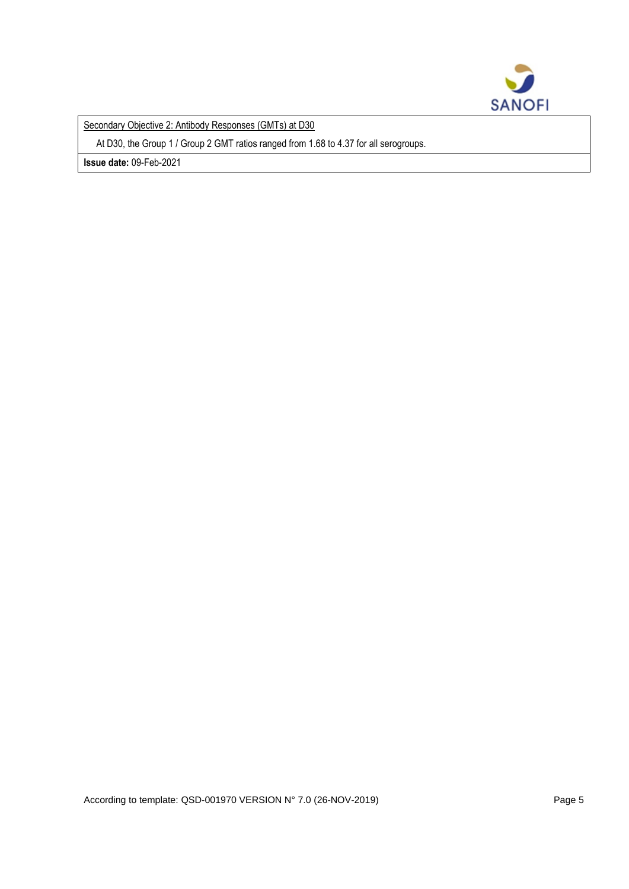Secondary Objective 2: Antibody Responses (GMTs) at D30

At D30, the Group 1 / Group 2 GMT ratios ranged from 1.68 to 4.37 for all serogroups.

**Issue date:** 09-Feb-2021